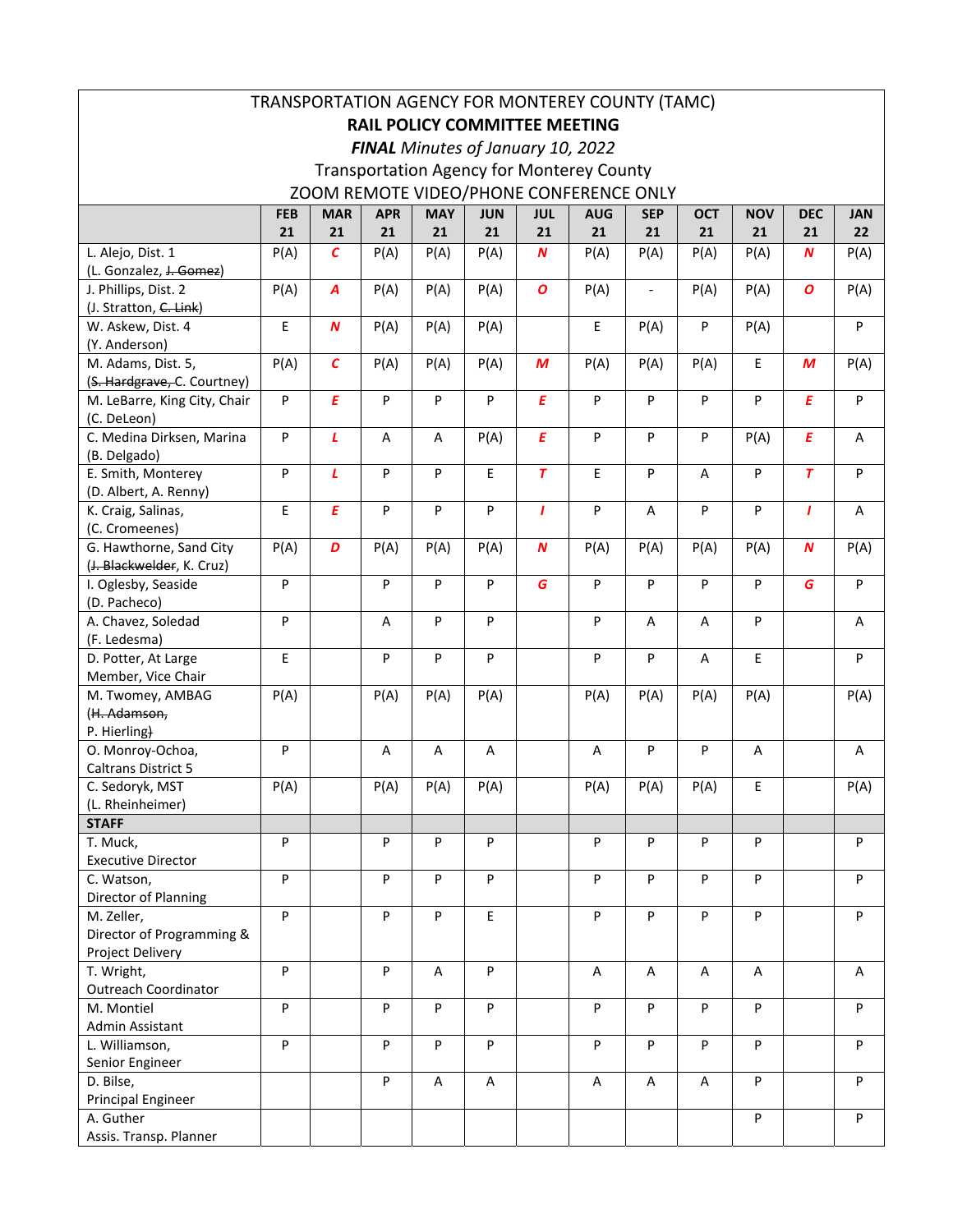TRANSPORTATION AGENCY FOR MONTEREY COUNTY (TAMC)

**RAIL POLICY COMMITTEE MEETING**

***FINAL*** *Minutes of January 10, 2022*

Transportation Agency for Monterey County

ZOOM REMOTE VIDEO/PHONE CONFERENCE ONLY

| | FEB 21 | MAR 21 | APR 21 | MAY 21 | JUN 21 | JUL 21 | AUG 21 | SEP 21 | OCT 21 | NOV 21 | DEC 21 | JAN 22 |
|---|---|---|---|---|---|---|---|---|---|---|---|---|
| L. Alejo, Dist. 1 (L. Gonzalez, ~~J. Gomez~~) | P(A) | *C* | P(A) | P(A) | P(A) | *N* | P(A) | P(A) | P(A) | P(A) | *N* | P(A) |
| J. Phillips, Dist. 2 (J. Stratton, ~~C. Link~~) | P(A) | *A* | P(A) | P(A) | P(A) | *O* | P(A) | - | P(A) | P(A) | *O* | P(A) |
| W. Askew, Dist. 4 (Y. Anderson) | E | *N* | P(A) | P(A) | P(A) | | E | P(A) | P | P(A) | | P |
| M. Adams, Dist. 5, (~~S. Hardgrave,~~ C. Courtney) | P(A) | *C* | P(A) | P(A) | P(A) | *M* | P(A) | P(A) | P(A) | E | *M* | P(A) |
| M. LeBarre, King City, Chair (C. DeLeon) | P | *E* | P | P | P | *E* | P | P | P | P | *E* | P |
| C. Medina Dirksen, Marina (B. Delgado) | P | *L* | A | A | P(A) | *E* | P | P | P | P(A) | *E* | A |
| E. Smith, Monterey (D. Albert, A. Renny) | P | *L* | P | P | E | *T* | E | P | A | P | *T* | P |
| K. Craig, Salinas, (C. Cromeenes) | E | *E* | P | P | P | *I* | P | A | P | P | *I* | A |
| G. Hawthorne, Sand City (~~J. Blackwelder~~, K. Cruz) | P(A) | *D* | P(A) | P(A) | P(A) | *N* | P(A) | P(A) | P(A) | P(A) | *N* | P(A) |
| I. Oglesby, Seaside (D. Pacheco) | P | | P | P | P | *G* | P | P | P | P | *G* | P |
| A. Chavez, Soledad (F. Ledesma) | P | | A | P | P | | P | A | A | P | | A |
| D. Potter, At Large Member, Vice Chair | E | | P | P | P | | P | P | A | E | | P |
| M. Twomey, AMBAG (~~H. Adamson,~~ P. Hierling) | P(A) | | P(A) | P(A) | P(A) | | P(A) | P(A) | P(A) | P(A) | | P(A) |
| O. Monroy-Ochoa, Caltrans District 5 | P | | A | A | A | | A | P | P | A | | A |
| C. Sedoryk, MST (L. Rheinheimer) | P(A) | | P(A) | P(A) | P(A) | | P(A) | P(A) | P(A) | E | | P(A) |
| **STAFF** | | | | | | | | | | | | |
| T. Muck, Executive Director | P | | P | P | P | | P | P | P | P | | P |
| C. Watson, Director of Planning | P | | P | P | P | | P | P | P | P | | P |
| M. Zeller, Director of Programming & Project Delivery | P | | P | P | E | | P | P | P | P | | P |
| T. Wright, Outreach Coordinator | P | | P | A | P | | A | A | A | A | | A |
| M. Montiel Admin Assistant | P | | P | P | P | | P | P | P | P | | P |
| L. Williamson, Senior Engineer | P | | P | P | P | | P | P | P | P | | P |
| D. Bilse, Principal Engineer | | | P | A | A | | A | A | A | P | | P |
| A. Guther Assis. Transp. Planner | | | | | | | | | | P | | P |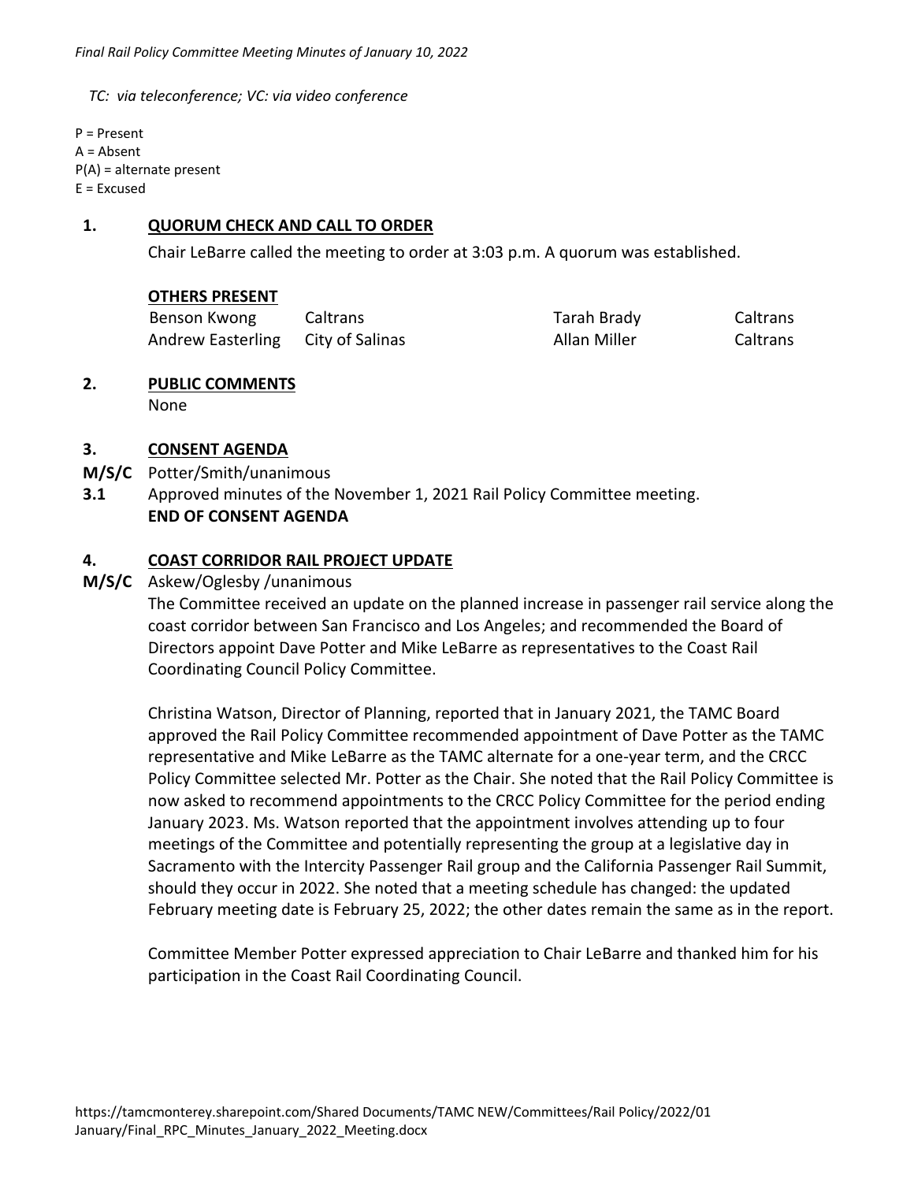*TC: via teleconference; VC: via video conference*

P = Present
A = Absent
P(A) = alternate present
E = Excused

## 1. QUORUM CHECK AND CALL TO ORDER

Chair LeBarre called the meeting to order at 3:03 p.m. A quorum was established.

**OTHERS PRESENT**

| | | | |
|---|---|---|---|
| Benson Kwong | Caltrans | Tarah Brady | Caltrans |
| Andrew Easterling | City of Salinas | Allan Miller | Caltrans |

## 2. PUBLIC COMMENTS

None

## 3. CONSENT AGENDA

**M/S/C** Potter/Smith/unanimous

**3.1** Approved minutes of the November 1, 2021 Rail Policy Committee meeting.

**END OF CONSENT AGENDA**

## 4. COAST CORRIDOR RAIL PROJECT UPDATE

**M/S/C** Askew/Oglesby /unanimous

The Committee received an update on the planned increase in passenger rail service along the coast corridor between San Francisco and Los Angeles; and recommended the Board of Directors appoint Dave Potter and Mike LeBarre as representatives to the Coast Rail Coordinating Council Policy Committee.

Christina Watson, Director of Planning, reported that in January 2021, the TAMC Board approved the Rail Policy Committee recommended appointment of Dave Potter as the TAMC representative and Mike LeBarre as the TAMC alternate for a one-year term, and the CRCC Policy Committee selected Mr. Potter as the Chair. She noted that the Rail Policy Committee is now asked to recommend appointments to the CRCC Policy Committee for the period ending January 2023. Ms. Watson reported that the appointment involves attending up to four meetings of the Committee and potentially representing the group at a legislative day in Sacramento with the Intercity Passenger Rail group and the California Passenger Rail Summit, should they occur in 2022. She noted that a meeting schedule has changed: the updated February meeting date is February 25, 2022; the other dates remain the same as in the report.

Committee Member Potter expressed appreciation to Chair LeBarre and thanked him for his participation in the Coast Rail Coordinating Council.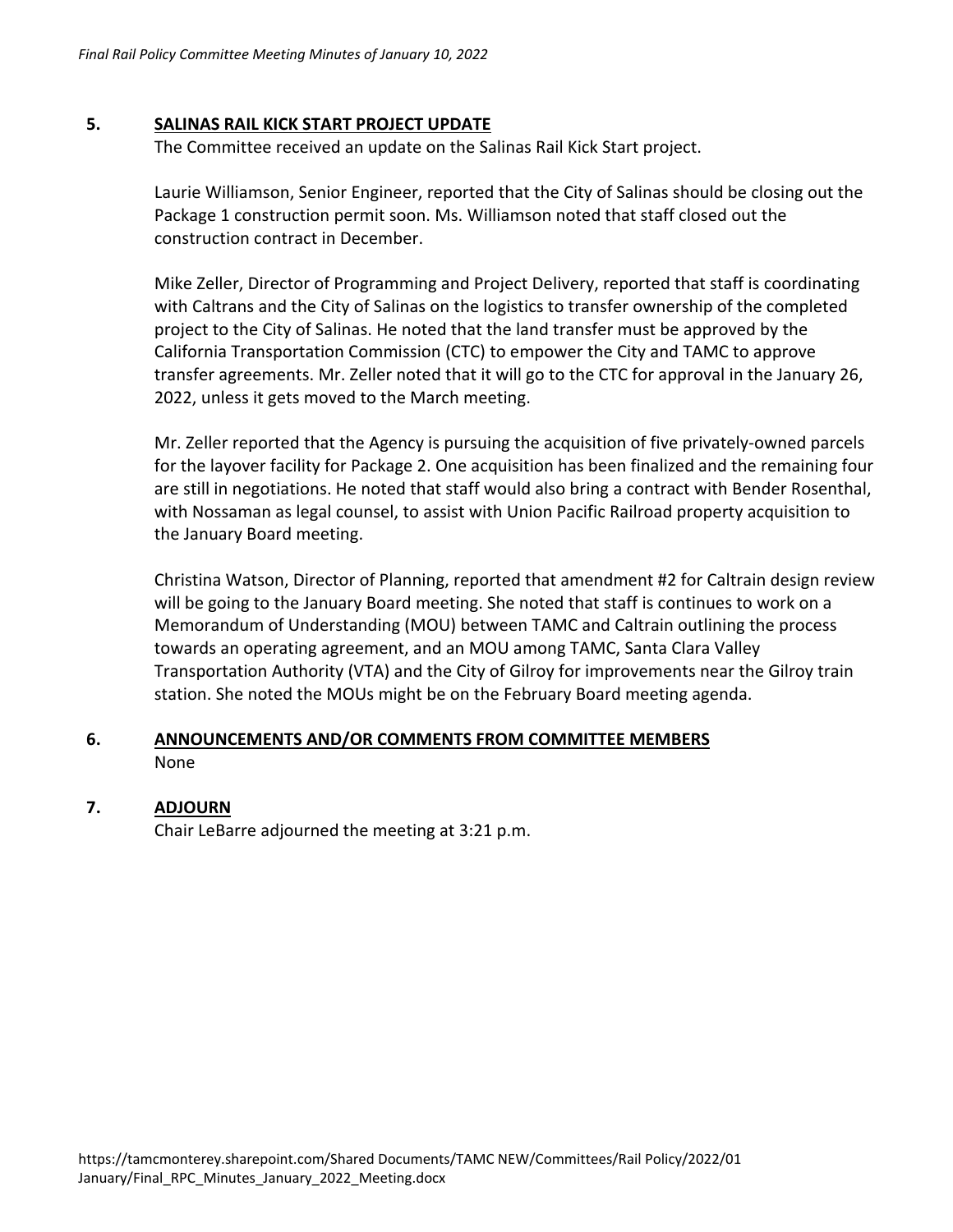## 5. SALINAS RAIL KICK START PROJECT UPDATE

The Committee received an update on the Salinas Rail Kick Start project.

Laurie Williamson, Senior Engineer, reported that the City of Salinas should be closing out the Package 1 construction permit soon. Ms. Williamson noted that staff closed out the construction contract in December.

Mike Zeller, Director of Programming and Project Delivery, reported that staff is coordinating with Caltrans and the City of Salinas on the logistics to transfer ownership of the completed project to the City of Salinas. He noted that the land transfer must be approved by the California Transportation Commission (CTC) to empower the City and TAMC to approve transfer agreements. Mr. Zeller noted that it will go to the CTC for approval in the January 26, 2022, unless it gets moved to the March meeting.

Mr. Zeller reported that the Agency is pursuing the acquisition of five privately-owned parcels for the layover facility for Package 2. One acquisition has been finalized and the remaining four are still in negotiations. He noted that staff would also bring a contract with Bender Rosenthal, with Nossaman as legal counsel, to assist with Union Pacific Railroad property acquisition to the January Board meeting.

Christina Watson, Director of Planning, reported that amendment #2 for Caltrain design review will be going to the January Board meeting. She noted that staff is continues to work on a Memorandum of Understanding (MOU) between TAMC and Caltrain outlining the process towards an operating agreement, and an MOU among TAMC, Santa Clara Valley Transportation Authority (VTA) and the City of Gilroy for improvements near the Gilroy train station. She noted the MOUs might be on the February Board meeting agenda.

## 6. ANNOUNCEMENTS AND/OR COMMENTS FROM COMMITTEE MEMBERS

None

## 7. ADJOURN

Chair LeBarre adjourned the meeting at 3:21 p.m.